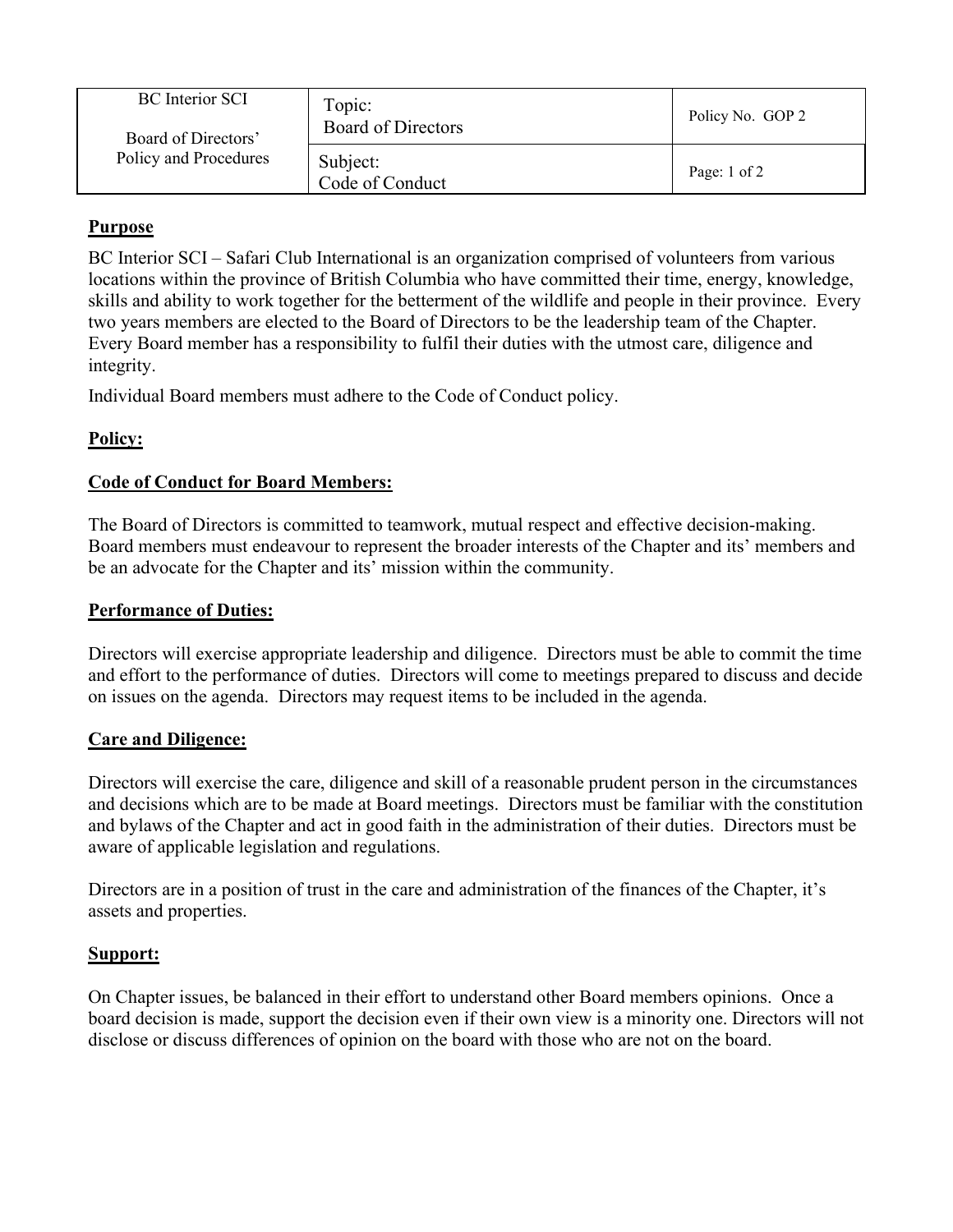| BC Interior SCI<br><br>Board of Directors' Policy and Procedures | Topic:<br>Board of Directors | Policy No. GOP 2 |
|---|---|---|
| | Subject:<br>Code of Conduct | |

## Purpose

BC Interior SCI – Safari Club International is an organization comprised of volunteers from various locations within the province of British Columbia who have committed their time, energy, knowledge, skills and ability to work together for the betterment of the wildlife and people in their province. Every two years members are elected to the Board of Directors to be the leadership team of the Chapter. Every Board member has a responsibility to fulfil their duties with the utmost care, diligence and integrity.

Individual Board members must adhere to the Code of Conduct policy.

## Policy:

### Code of Conduct for Board Members:

The Board of Directors is committed to teamwork, mutual respect and effective decision-making. Board members must endeavour to represent the broader interests of the Chapter and its' members and be an advocate for the Chapter and its' mission within the community.

### Performance of Duties:

Directors will exercise appropriate leadership and diligence. Directors must be able to commit the time and effort to the performance of duties. Directors will come to meetings prepared to discuss and decide on issues on the agenda. Directors may request items to be included in the agenda.

### Care and Diligence:

Directors will exercise the care, diligence and skill of a reasonable prudent person in the circumstances and decisions which are to be made at Board meetings. Directors must be familiar with the constitution and bylaws of the Chapter and act in good faith in the administration of their duties. Directors must be aware of applicable legislation and regulations.

Directors are in a position of trust in the care and administration of the finances of the Chapter, it's assets and properties.

### Support:

On Chapter issues, be balanced in their effort to understand other Board members opinions. Once a board decision is made, support the decision even if their own view is a minority one. Directors will not disclose or discuss differences of opinion on the board with those who are not on the board.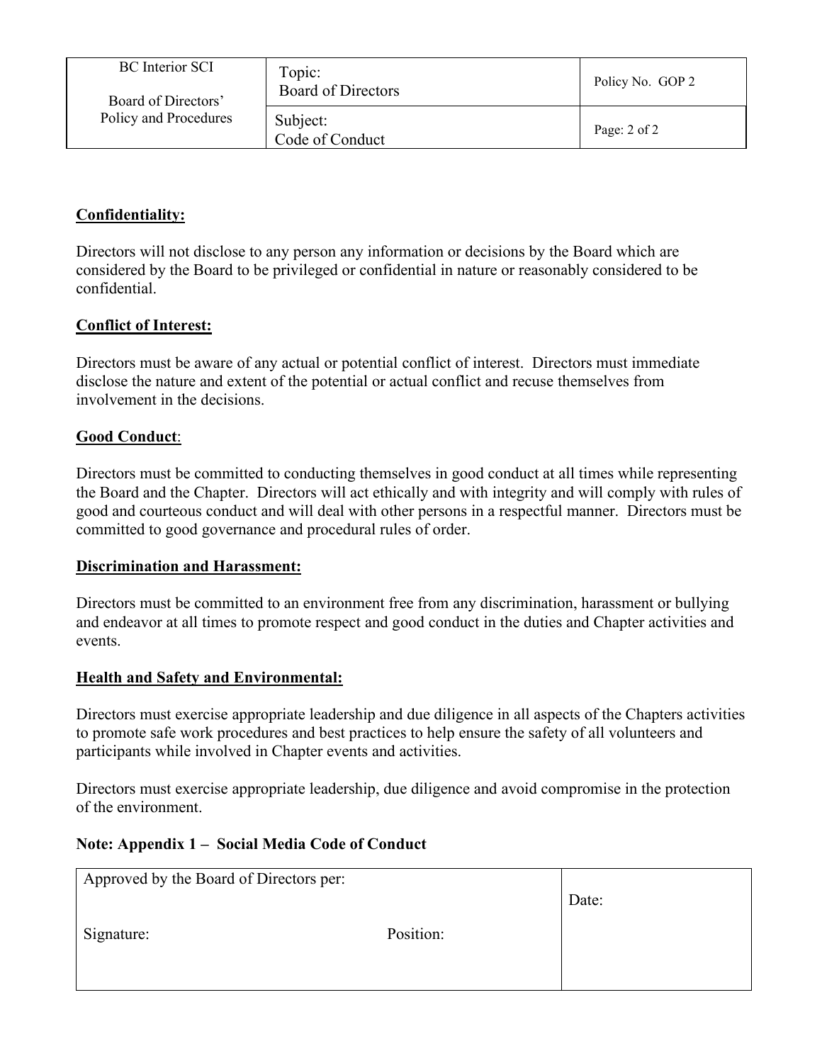**Confidentiality:**

Directors will not disclose to any person any information or decisions by the Board which are considered by the Board to be privileged or confidential in nature or reasonably considered to be confidential.

**Conflict of Interest:**

Directors must be aware of any actual or potential conflict of interest. Directors must immediate disclose the nature and extent of the potential or actual conflict and recuse themselves from involvement in the decisions.

**Good Conduct**:

Directors must be committed to conducting themselves in good conduct at all times while representing the Board and the Chapter. Directors will act ethically and with integrity and will comply with rules of good and courteous conduct and will deal with other persons in a respectful manner. Directors must be committed to good governance and procedural rules of order.

**Discrimination and Harassment:**

Directors must be committed to an environment free from any discrimination, harassment or bullying and endeavor at all times to promote respect and good conduct in the duties and Chapter activities and events.

**Health and Safety and Environmental:**

Directors must exercise appropriate leadership and due diligence in all aspects of the Chapters activities to promote safe work procedures and best practices to help ensure the safety of all volunteers and participants while involved in Chapter events and activities.

Directors must exercise appropriate leadership, due diligence and avoid compromise in the protection of the environment.

**Note: Appendix 1 – Social Media Code of Conduct**

| | | |
|---|---|---|
| Approved by the Board of Directors per: | | Date: |
| Signature: | Position: | |